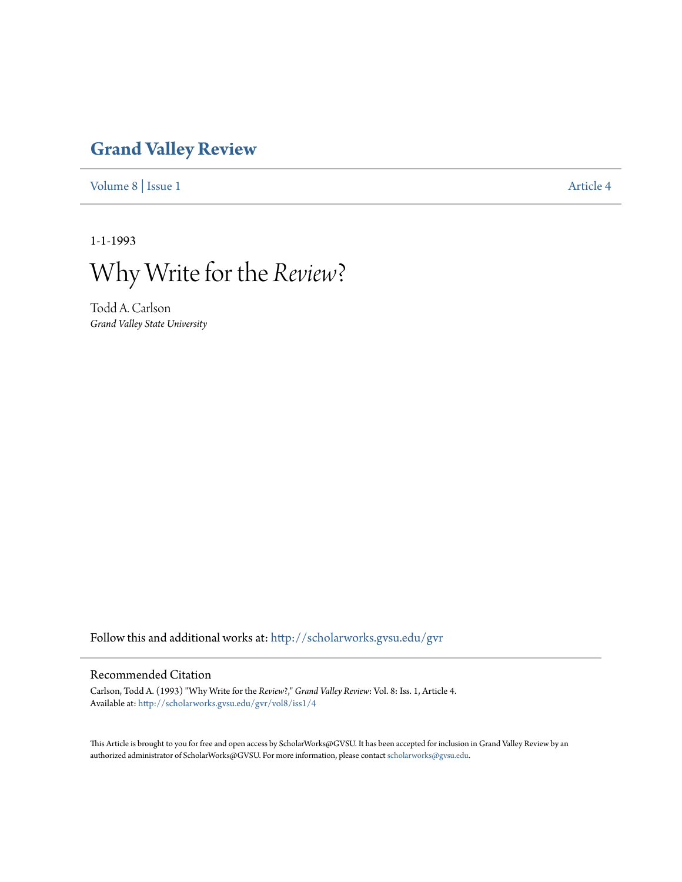# Grand Valley Review

Volume 8 | Issue 1 Article 4

1-1-1993

# Why Write for the *Review*?

Todd A. Carlson
*Grand Valley State University*

Follow this and additional works at: http://scholarworks.gvsu.edu/gvr

## Recommended Citation

Carlson, Todd A. (1993) "Why Write for the *Review*?," *Grand Valley Review*: Vol. 8: Iss. 1, Article 4.
Available at: http://scholarworks.gvsu.edu/gvr/vol8/iss1/4

This Article is brought to you for free and open access by ScholarWorks@GVSU. It has been accepted for inclusion in Grand Valley Review by an authorized administrator of ScholarWorks@GVSU. For more information, please contact scholarworks@gvsu.edu.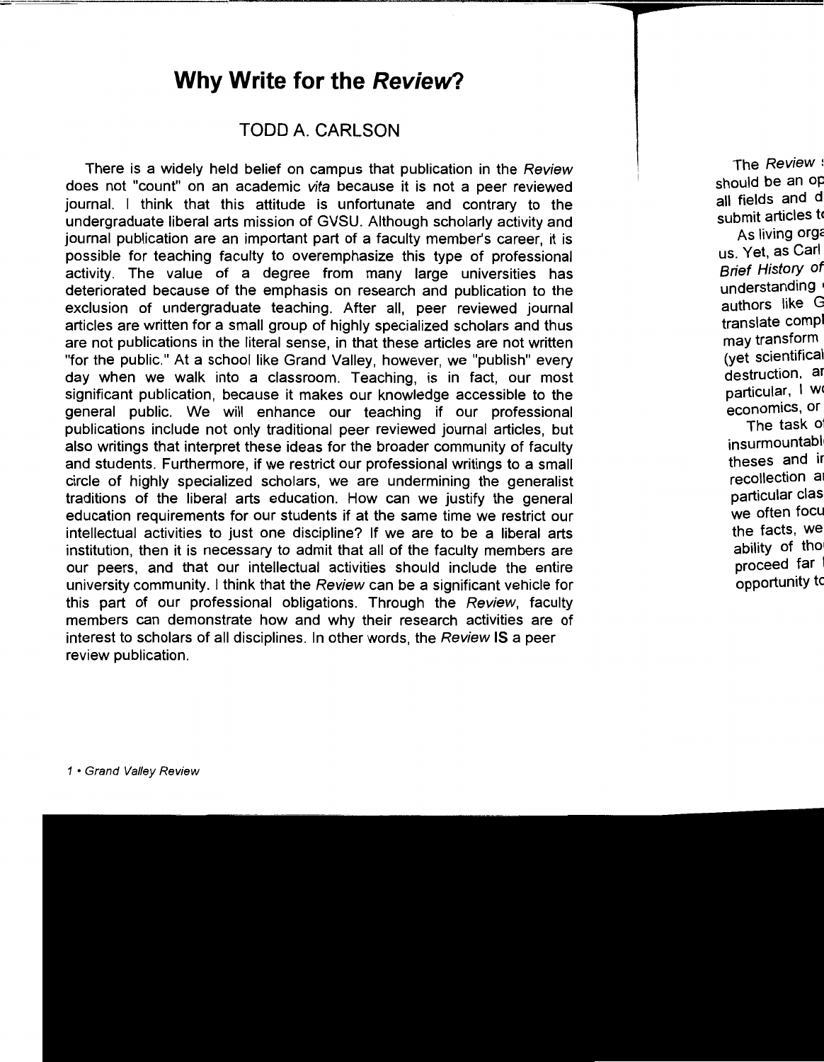# Why Write for the *Review*?

## TODD A. CARLSON

There is a widely held belief on campus that publication in the *Review* does not "count" on an academic *vita* because it is not a peer reviewed journal. I think that this attitude is unfortunate and contrary to the undergraduate liberal arts mission of GVSU. Although scholarly activity and journal publication are an important part of a faculty member's career, it is possible for teaching faculty to overemphasize this type of professional activity. The value of a degree from many large universities has deteriorated because of the emphasis on research and publication to the exclusion of undergraduate teaching. After all, peer reviewed journal articles are written for a small group of highly specialized scholars and thus are not publications in the literal sense, in that these articles are not written "for the public." At a school like Grand Valley, however, we "publish" every day when we walk into a classroom. Teaching, is in fact, our most significant publication, because it makes our knowledge accessible to the general public. We will enhance our teaching if our professional publications include not only traditional peer reviewed journal articles, but also writings that interpret these ideas for the broader community of faculty and students. Furthermore, if we restrict our professional writings to a small circle of highly specialized scholars, we are undermining the generalist traditions of the liberal arts education. How can we justify the general education requirements for our students if at the same time we restrict our intellectual activities to just one discipline? If we are to be a liberal arts institution, then it is necessary to admit that all of the faculty members are our peers, and that our intellectual activities should include the entire university community. I think that the *Review* can be a significant vehicle for this part of our professional obligations. Through the *Review*, faculty members can demonstrate how and why their research activities are of interest to scholars of all disciplines. In other words, the *Review* **IS** a peer review publication.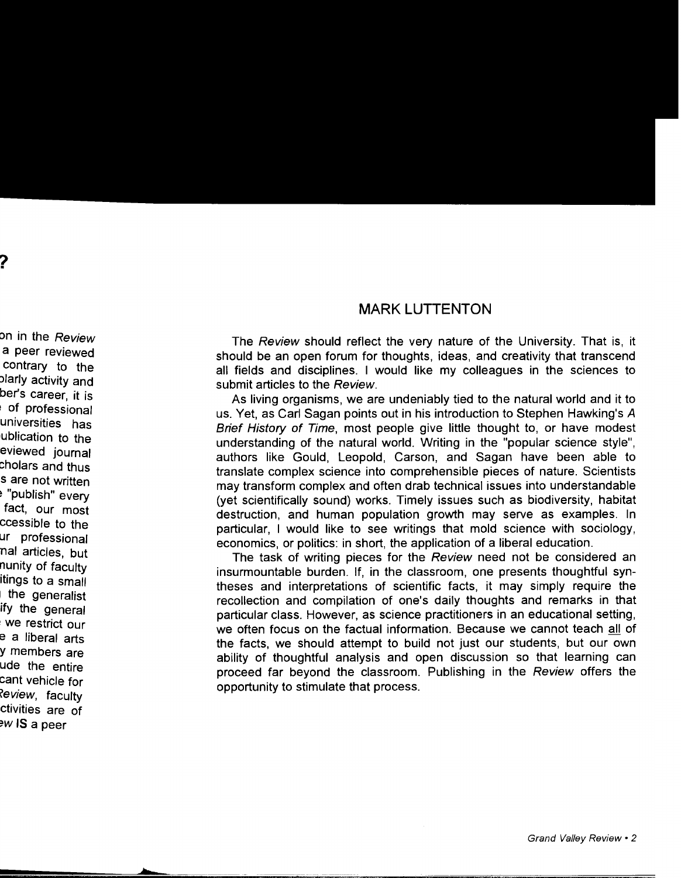## MARK LUTTENTON

The *Review* should reflect the very nature of the University. That is, it should be an open forum for thoughts, ideas, and creativity that transcend all fields and disciplines. I would like my colleagues in the sciences to submit articles to the *Review*.

As living organisms, we are undeniably tied to the natural world and it to us. Yet, as Carl Sagan points out in his introduction to Stephen Hawking's *A Brief History of Time*, most people give little thought to, or have modest understanding of the natural world. Writing in the "popular science style", authors like Gould, Leopold, Carson, and Sagan have been able to translate complex science into comprehensible pieces of nature. Scientists may transform complex and often drab technical issues into understandable (yet scientifically sound) works. Timely issues such as biodiversity, habitat destruction, and human population growth may serve as examples. In particular, I would like to see writings that mold science with sociology, economics, or politics: in short, the application of a liberal education.

The task of writing pieces for the *Review* need not be considered an insurmountable burden. If, in the classroom, one presents thoughtful syntheses and interpretations of scientific facts, it may simply require the recollection and compilation of one's daily thoughts and remarks in that particular class. However, as science practitioners in an educational setting, we often focus on the factual information. Because we cannot teach <u>all</u> of the facts, we should attempt to build not just our students, but our own ability of thoughtful analysis and open discussion so that learning can proceed far beyond the classroom. Publishing in the *Review* offers the opportunity to stimulate that process.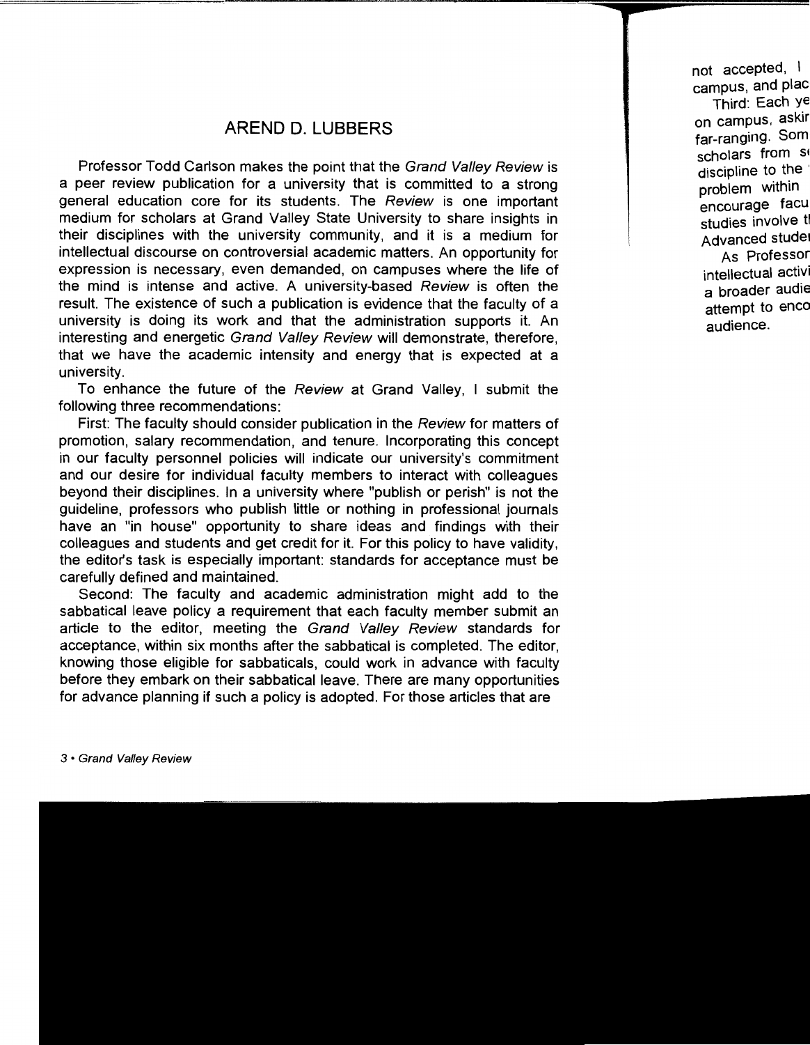## AREND D. LUBBERS

Professor Todd Carlson makes the point that the *Grand Valley Review* is a peer review publication for a university that is committed to a strong general education core for its students. The *Review* is one important medium for scholars at Grand Valley State University to share insights in their disciplines with the university community, and it is a medium for intellectual discourse on controversial academic matters. An opportunity for expression is necessary, even demanded, on campuses where the life of the mind is intense and active. A university-based *Review* is often the result. The existence of such a publication is evidence that the faculty of a university is doing its work and that the administration supports it. An interesting and energetic *Grand Valley Review* will demonstrate, therefore, that we have the academic intensity and energy that is expected at a university.

To enhance the future of the *Review* at Grand Valley, I submit the following three recommendations:

First: The faculty should consider publication in the *Review* for matters of promotion, salary recommendation, and tenure. Incorporating this concept in our faculty personnel policies will indicate our university's commitment and our desire for individual faculty members to interact with colleagues beyond their disciplines. In a university where "publish or perish" is not the guideline, professors who publish little or nothing in professional journals have an "in house" opportunity to share ideas and findings with their colleagues and students and get credit for it. For this policy to have validity, the editor's task is especially important: standards for acceptance must be carefully defined and maintained.

Second: The faculty and academic administration might add to the sabbatical leave policy a requirement that each faculty member submit an article to the editor, meeting the *Grand Valley Review* standards for acceptance, within six months after the sabbatical is completed. The editor, knowing those eligible for sabbaticals, could work in advance with faculty before they embark on their sabbatical leave. There are many opportunities for advance planning if such a policy is adopted. For those articles that are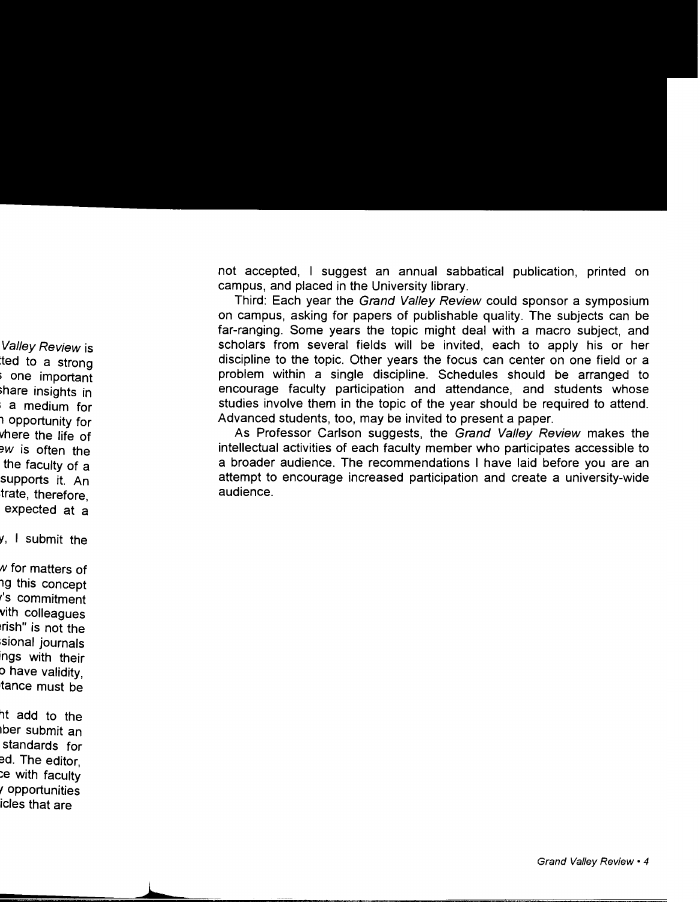not accepted, I suggest an annual sabbatical publication, printed on campus, and placed in the University library.

Third: Each year the *Grand Valley Review* could sponsor a symposium on campus, asking for papers of publishable quality. The subjects can be far-ranging. Some years the topic might deal with a macro subject, and scholars from several fields will be invited, each to apply his or her discipline to the topic. Other years the focus can center on one field or a problem within a single discipline. Schedules should be arranged to encourage faculty participation and attendance, and students whose studies involve them in the topic of the year should be required to attend. Advanced students, too, may be invited to present a paper.

As Professor Carlson suggests, the *Grand Valley Review* makes the intellectual activities of each faculty member who participates accessible to a broader audience. The recommendations I have laid before you are an attempt to encourage increased participation and create a university-wide audience.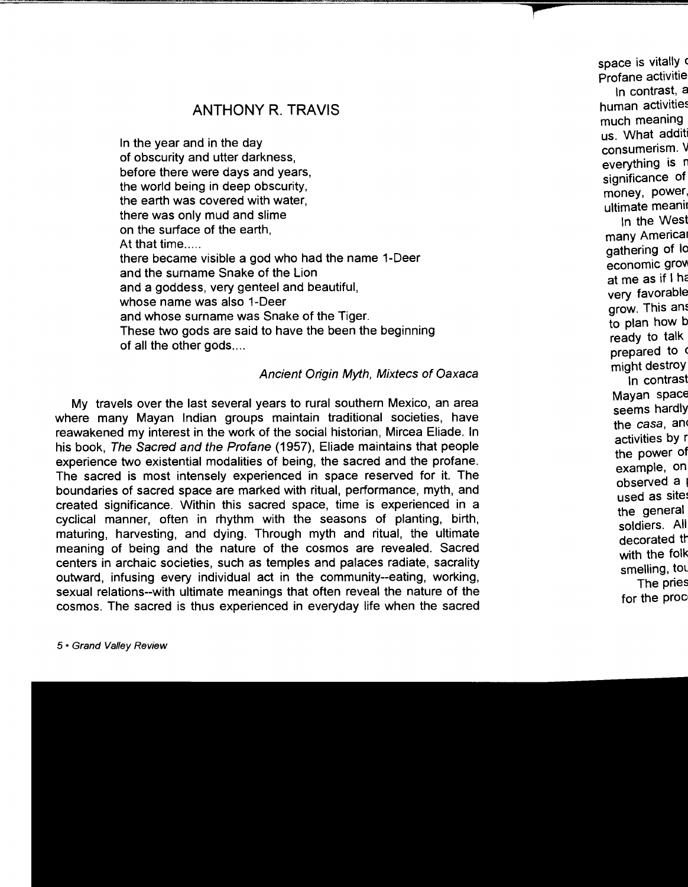## ANTHONY R. TRAVIS

In the year and in the day  
of obscurity and utter darkness,  
before there were days and years,  
the world being in deep obscurity,  
the earth was covered with water,  
there was only mud and slime  
on the surface of the earth,  
At that time.....  
there became visible a god who had the name 1-Deer  
and the surname Snake of the Lion  
and a goddess, very genteel and beautiful,  
whose name was also 1-Deer  
and whose surname was Snake of the Tiger.  
These two gods are said to have the been the beginning  
of all the other gods....

*Ancient Origin Myth, Mixtecs of Oaxaca*

My travels over the last several years to rural southern Mexico, an area where many Mayan Indian groups maintain traditional societies, have reawakened my interest in the work of the social historian, Mircea Eliade. In his book, *The Sacred and the Profane* (1957), Eliade maintains that people experience two existential modalities of being, the sacred and the profane. The sacred is most intensely experienced in space reserved for it. The boundaries of sacred space are marked with ritual, performance, myth, and created significance. Within this sacred space, time is experienced in a cyclical manner, often in rhythm with the seasons of planting, birth, maturing, harvesting, and dying. Through myth and ritual, the ultimate meaning of being and the nature of the cosmos are revealed. Sacred centers in archaic societies, such as temples and palaces radiate, sacrality outward, infusing every individual act in the community--eating, working, sexual relations--with ultimate meanings that often reveal the nature of the cosmos. The sacred is thus experienced in everyday life when the sacred

space is vitally c
Profane activitie

In contrast, a
human activities
much meaning
us. What additi
consumerism. V
everything is n
significance of
money, power,
ultimate meanir

In the West
many Americar
gathering of lo
economic grov
at me as if I ha
very favorable
grow. This ans
to plan how b
ready to talk
prepared to c
might destroy

In contrast
Mayan space
seems hardly
the *casa*, anc
activities by r
the power of
example, on
observed a p
used as sites
the general
soldiers. All
decorated th
with the folk
smelling, tou

The pries
for the proc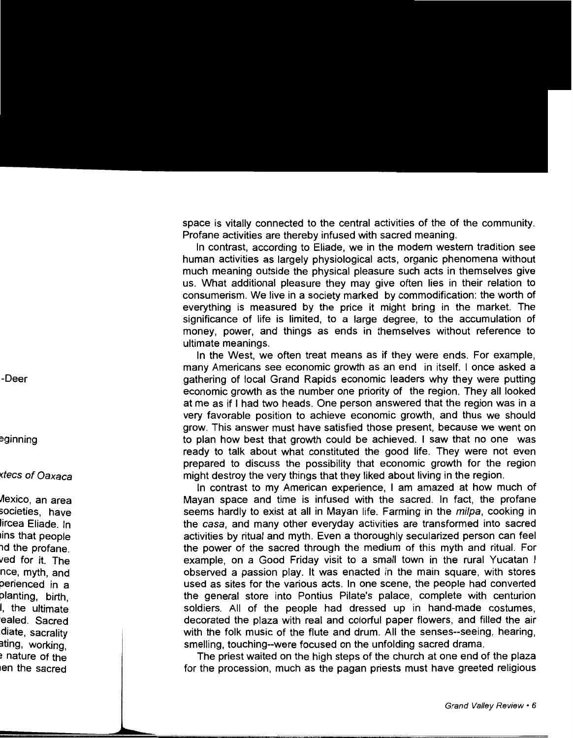space is vitally connected to the central activities of the of the community. Profane activities are thereby infused with sacred meaning.

In contrast, according to Eliade, we in the modern western tradition see human activities as largely physiological acts, organic phenomena without much meaning outside the physical pleasure such acts in themselves give us. What additional pleasure they may give often lies in their relation to consumerism. We live in a society marked by commodification: the worth of everything is measured by the price it might bring in the market. The significance of life is limited, to a large degree, to the accumulation of money, power, and things as ends in themselves without reference to ultimate meanings.

In the West, we often treat means as if they were ends. For example, many Americans see economic growth as an end in itself. I once asked a gathering of local Grand Rapids economic leaders why they were putting economic growth as the number one priority of the region. They all looked at me as if I had two heads. One person answered that the region was in a very favorable position to achieve economic growth, and thus we should grow. This answer must have satisfied those present, because we went on to plan how best that growth could be achieved. I saw that no one was ready to talk about what constituted the good life. They were not even prepared to discuss the possibility that economic growth for the region might destroy the very things that they liked about living in the region.

In contrast to my American experience, I am amazed at how much of Mayan space and time is infused with the sacred. In fact, the profane seems hardly to exist at all in Mayan life. Farming in the *milpa*, cooking in the *casa*, and many other everyday activities are transformed into sacred activities by ritual and myth. Even a thoroughly secularized person can feel the power of the sacred through the medium of this myth and ritual. For example, on a Good Friday visit to a small town in the rural Yucatan I observed a passion play. It was enacted in the main square, with stores used as sites for the various acts. In one scene, the people had converted the general store into Pontius Pilate's palace, complete with centurion soldiers. All of the people had dressed up in hand-made costumes, decorated the plaza with real and colorful paper flowers, and filled the air with the folk music of the flute and drum. All the senses--seeing, hearing, smelling, touching--were focused on the unfolding sacred drama.

The priest waited on the high steps of the church at one end of the plaza for the procession, much as the pagan priests must have greeted religious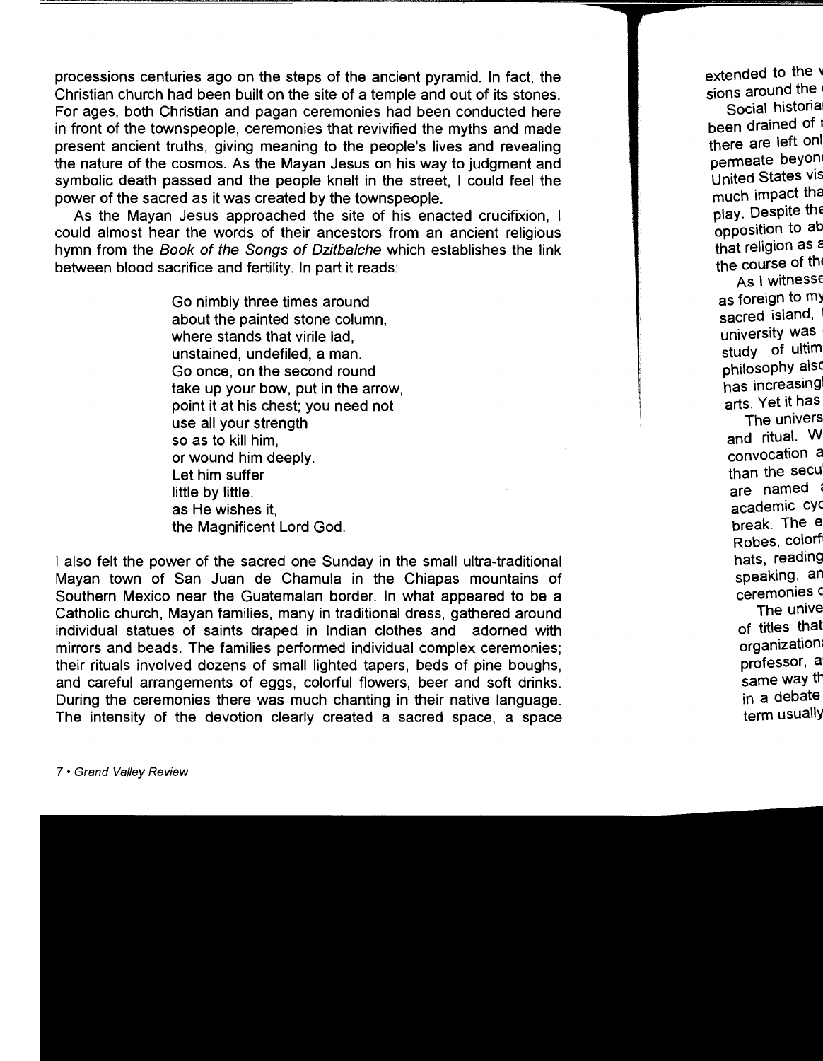processions centuries ago on the steps of the ancient pyramid. In fact, the Christian church had been built on the site of a temple and out of its stones. For ages, both Christian and pagan ceremonies had been conducted here in front of the townspeople, ceremonies that revivified the myths and made present ancient truths, giving meaning to the people's lives and revealing the nature of the cosmos. As the Mayan Jesus on his way to judgment and symbolic death passed and the people knelt in the street, I could feel the power of the sacred as it was created by the townspeople.

As the Mayan Jesus approached the site of his enacted crucifixion, I could almost hear the words of their ancestors from an ancient religious hymn from the *Book of the Songs of Dzitbalche* which establishes the link between blood sacrifice and fertility. In part it reads:

> Go nimbly three times around  
> about the painted stone column,  
> where stands that virile lad,  
> unstained, undefiled, a man.  
> Go once, on the second round  
> take up your bow, put in the arrow,  
> point it at his chest; you need not  
> use all your strength  
> so as to kill him,  
> or wound him deeply.  
> Let him suffer  
> little by little,  
> as He wishes it,  
> the Magnificent Lord God.

I also felt the power of the sacred one Sunday in the small ultra-traditional Mayan town of San Juan de Chamula in the Chiapas mountains of Southern Mexico near the Guatemalan border. In what appeared to be a Catholic church, Mayan families, many in traditional dress, gathered around individual statues of saints draped in Indian clothes and adorned with mirrors and beads. The families performed individual complex ceremonies; their rituals involved dozens of small lighted tapers, beds of pine boughs, and careful arrangements of eggs, colorful flowers, beer and soft drinks. During the ceremonies there was much chanting in their native language. The intensity of the devotion clearly created a sacred space, a space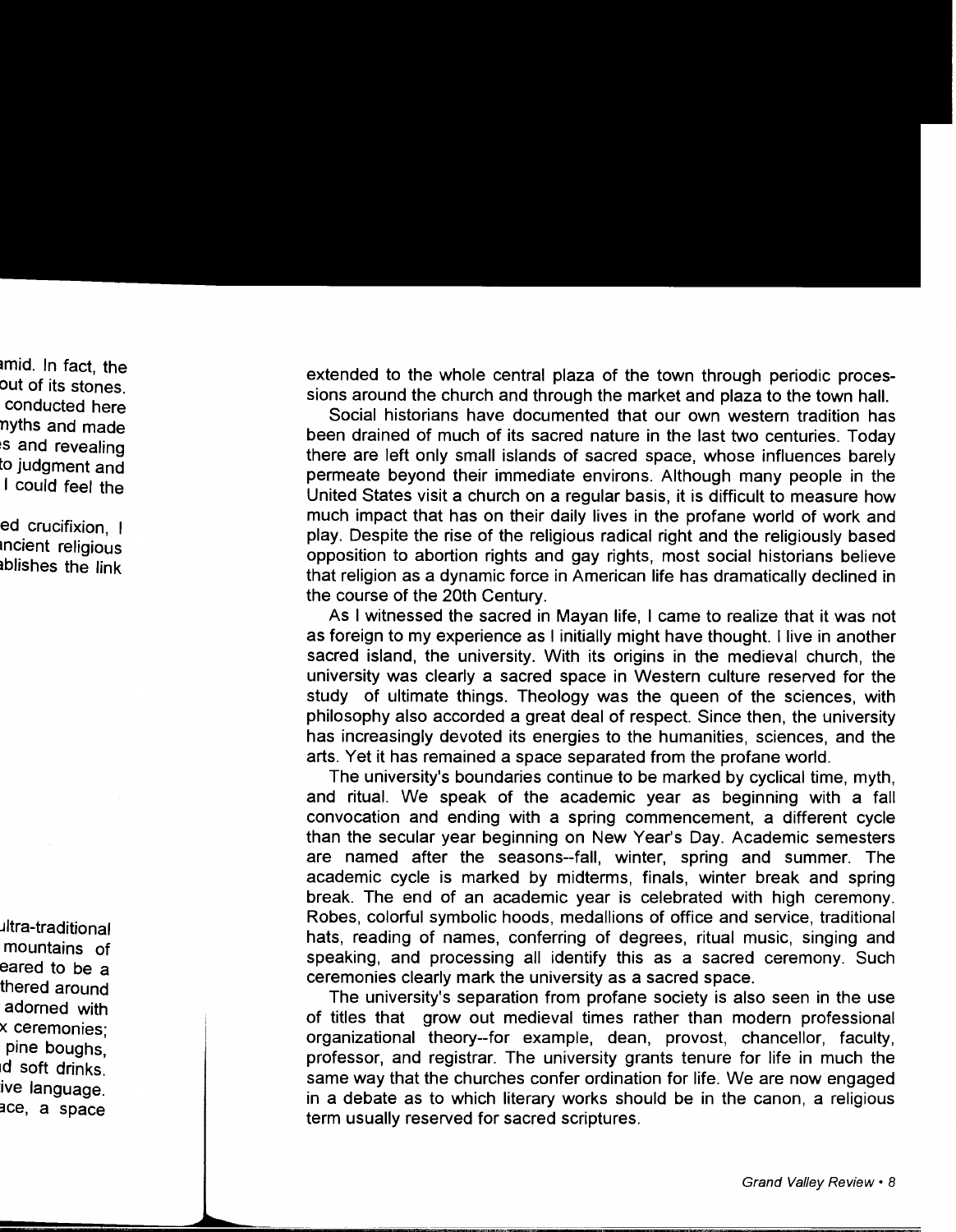extended to the whole central plaza of the town through periodic processions around the church and through the market and plaza to the town hall.

Social historians have documented that our own western tradition has been drained of much of its sacred nature in the last two centuries. Today there are left only small islands of sacred space, whose influences barely permeate beyond their immediate environs. Although many people in the United States visit a church on a regular basis, it is difficult to measure how much impact that has on their daily lives in the profane world of work and play. Despite the rise of the religious radical right and the religiously based opposition to abortion rights and gay rights, most social historians believe that religion as a dynamic force in American life has dramatically declined in the course of the 20th Century.

As I witnessed the sacred in Mayan life, I came to realize that it was not as foreign to my experience as I initially might have thought. I live in another sacred island, the university. With its origins in the medieval church, the university was clearly a sacred space in Western culture reserved for the study of ultimate things. Theology was the queen of the sciences, with philosophy also accorded a great deal of respect. Since then, the university has increasingly devoted its energies to the humanities, sciences, and the arts. Yet it has remained a space separated from the profane world.

The university's boundaries continue to be marked by cyclical time, myth, and ritual. We speak of the academic year as beginning with a fall convocation and ending with a spring commencement, a different cycle than the secular year beginning on New Year's Day. Academic semesters are named after the seasons--fall, winter, spring and summer. The academic cycle is marked by midterms, finals, winter break and spring break. The end of an academic year is celebrated with high ceremony. Robes, colorful symbolic hoods, medallions of office and service, traditional hats, reading of names, conferring of degrees, ritual music, singing and speaking, and processing all identify this as a sacred ceremony. Such ceremonies clearly mark the university as a sacred space.

The university's separation from profane society is also seen in the use of titles that grow out medieval times rather than modern professional organizational theory--for example, dean, provost, chancellor, faculty, professor, and registrar. The university grants tenure for life in much the same way that the churches confer ordination for life. We are now engaged in a debate as to which literary works should be in the canon, a religious term usually reserved for sacred scriptures.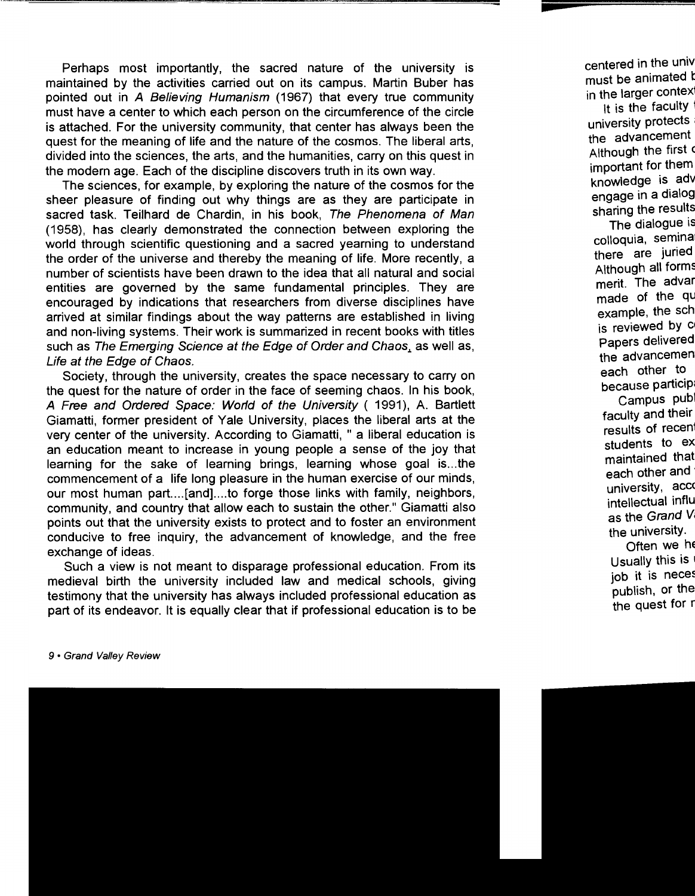Perhaps most importantly, the sacred nature of the university is maintained by the activities carried out on its campus. Martin Buber has pointed out in *A Believing Humanism* (1967) that every true community must have a center to which each person on the circumference of the circle is attached. For the university community, that center has always been the quest for the meaning of life and the nature of the cosmos. The liberal arts, divided into the sciences, the arts, and the humanities, carry on this quest in the modern age. Each of the discipline discovers truth in its own way.

The sciences, for example, by exploring the nature of the cosmos for the sheer pleasure of finding out why things are as they are participate in sacred task. Teilhard de Chardin, in his book, *The Phenomena of Man* (1958), has clearly demonstrated the connection between exploring the world through scientific questioning and a sacred yearning to understand the order of the universe and thereby the meaning of life. More recently, a number of scientists have been drawn to the idea that all natural and social entities are governed by the same fundamental principles. They are encouraged by indications that researchers from diverse disciplines have arrived at similar findings about the way patterns are established in living and non-living systems. Their work is summarized in recent books with titles such as *The Emerging Science at the Edge of Order and Chaos*, as well as, *Life at the Edge of Chaos.*

Society, through the university, creates the space necessary to carry on the quest for the nature of order in the face of seeming chaos. In his book, *A Free and Ordered Space: World of the University* ( 1991), A. Bartlett Giamatti, former president of Yale University, places the liberal arts at the very center of the university. According to Giamatti, " a liberal education is an education meant to increase in young people a sense of the joy that learning for the sake of learning brings, learning whose goal is...the commencement of a life long pleasure in the human exercise of our minds, our most human part....[and]....to forge those links with family, neighbors, community, and country that allow each to sustain the other." Giamatti also points out that the university exists to protect and to foster an environment conducive to free inquiry, the advancement of knowledge, and the free exchange of ideas.

Such a view is not meant to disparage professional education. From its medieval birth the university included law and medical schools, giving testimony that the university has always included professional education as part of its endeavor. It is equally clear that if professional education is to be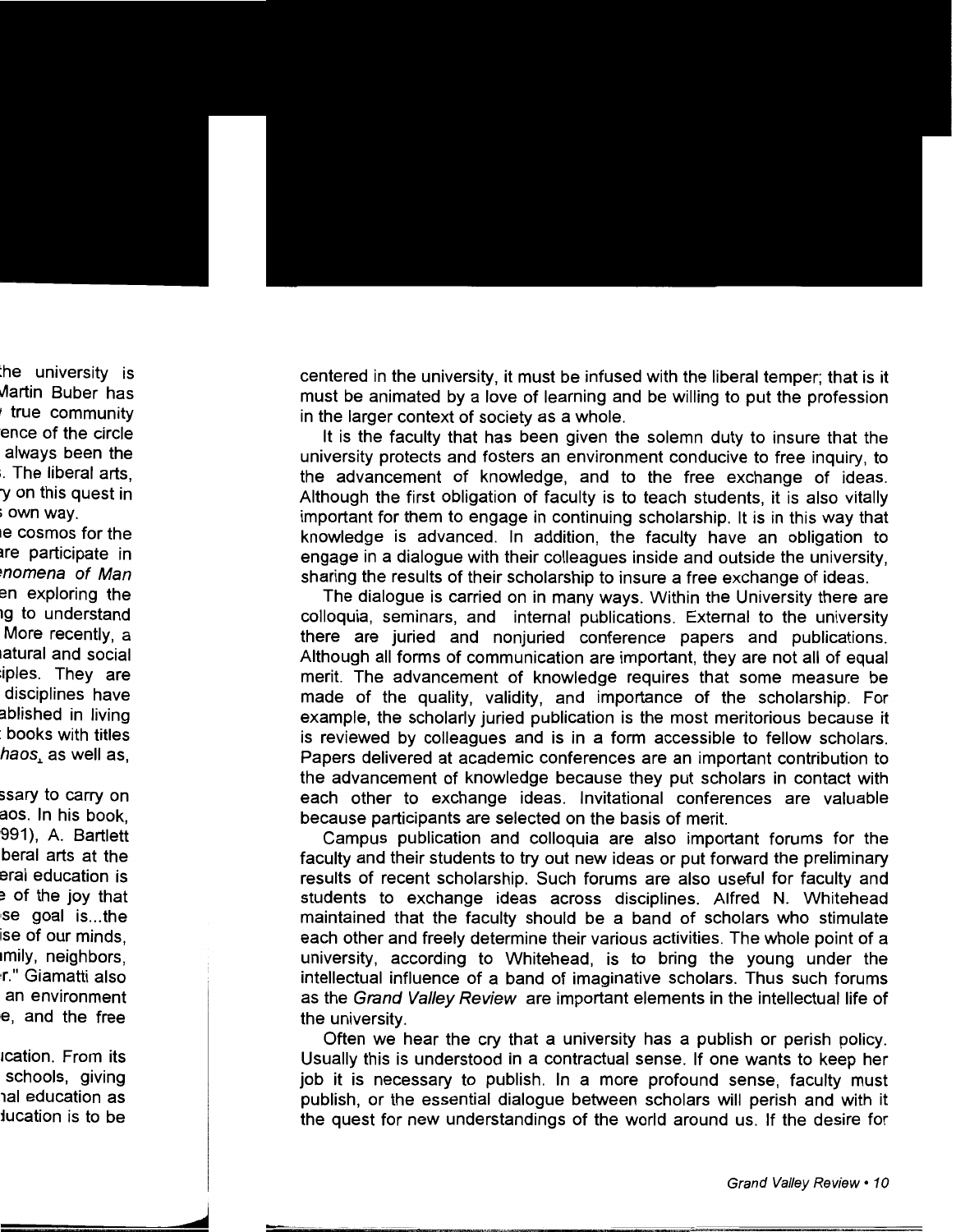centered in the university, it must be infused with the liberal temper; that is it must be animated by a love of learning and be willing to put the profession in the larger context of society as a whole.

It is the faculty that has been given the solemn duty to insure that the university protects and fosters an environment conducive to free inquiry, to the advancement of knowledge, and to the free exchange of ideas. Although the first obligation of faculty is to teach students, it is also vitally important for them to engage in continuing scholarship. It is in this way that knowledge is advanced. In addition, the faculty have an obligation to engage in a dialogue with their colleagues inside and outside the university, sharing the results of their scholarship to insure a free exchange of ideas.

The dialogue is carried on in many ways. Within the University there are colloquia, seminars, and internal publications. External to the university there are juried and nonjuried conference papers and publications. Although all forms of communication are important, they are not all of equal merit. The advancement of knowledge requires that some measure be made of the quality, validity, and importance of the scholarship. For example, the scholarly juried publication is the most meritorious because it is reviewed by colleagues and is in a form accessible to fellow scholars. Papers delivered at academic conferences are an important contribution to the advancement of knowledge because they put scholars in contact with each other to exchange ideas. Invitational conferences are valuable because participants are selected on the basis of merit.

Campus publication and colloquia are also important forums for the faculty and their students to try out new ideas or put forward the preliminary results of recent scholarship. Such forums are also useful for faculty and students to exchange ideas across disciplines. Alfred N. Whitehead maintained that the faculty should be a band of scholars who stimulate each other and freely determine their various activities. The whole point of a university, according to Whitehead, is to bring the young under the intellectual influence of a band of imaginative scholars. Thus such forums as the *Grand Valley Review* are important elements in the intellectual life of the university.

Often we hear the cry that a university has a publish or perish policy. Usually this is understood in a contractual sense. If one wants to keep her job it is necessary to publish. In a more profound sense, faculty must publish, or the essential dialogue between scholars will perish and with it the quest for new understandings of the world around us. If the desire for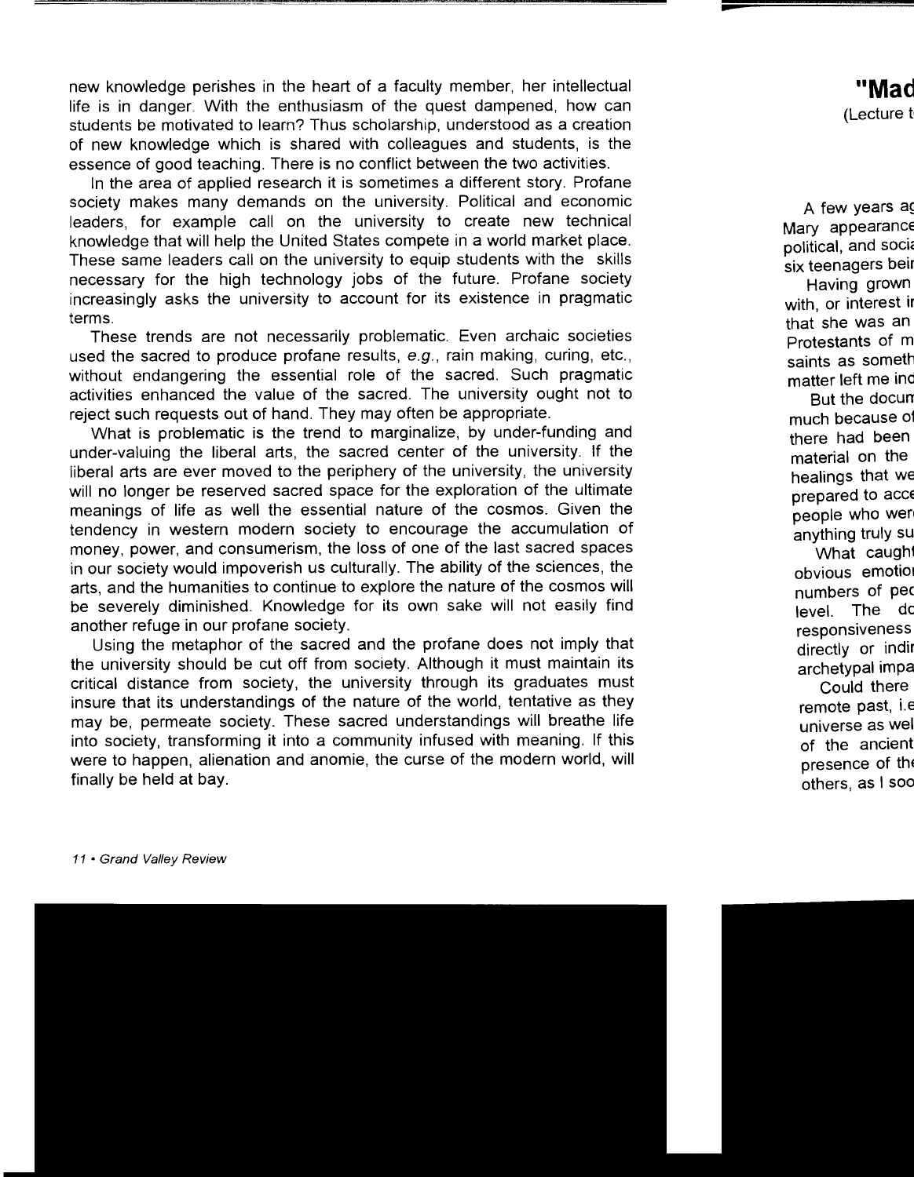new knowledge perishes in the heart of a faculty member, her intellectual life is in danger. With the enthusiasm of the quest dampened, how can students be motivated to learn? Thus scholarship, understood as a creation of new knowledge which is shared with colleagues and students, is the essence of good teaching. There is no conflict between the two activities.

In the area of applied research it is sometimes a different story. Profane society makes many demands on the university. Political and economic leaders, for example call on the university to create new technical knowledge that will help the United States compete in a world market place. These same leaders call on the university to equip students with the skills necessary for the high technology jobs of the future. Profane society increasingly asks the university to account for its existence in pragmatic terms.

These trends are not necessarily problematic. Even archaic societies used the sacred to produce profane results, *e.g.*, rain making, curing, etc., without endangering the essential role of the sacred. Such pragmatic activities enhanced the value of the sacred. The university ought not to reject such requests out of hand. They may often be appropriate.

What is problematic is the trend to marginalize, by under-funding and under-valuing the liberal arts, the sacred center of the university. If the liberal arts are ever moved to the periphery of the university, the university will no longer be reserved sacred space for the exploration of the ultimate meanings of life as well the essential nature of the cosmos. Given the tendency in western modern society to encourage the accumulation of money, power, and consumerism, the loss of one of the last sacred spaces in our society would impoverish us culturally. The ability of the sciences, the arts, and the humanities to continue to explore the nature of the cosmos will be severely diminished. Knowledge for its own sake will not easily find another refuge in our profane society.

Using the metaphor of the sacred and the profane does not imply that the university should be cut off from society. Although it must maintain its critical distance from society, the university through its graduates must insure that its understandings of the nature of the world, tentative as they may be, permeate society. These sacred understandings will breathe life into society, transforming it into a community infused with meaning. If this were to happen, alienation and anomie, the curse of the modern world, will finally be held at bay.